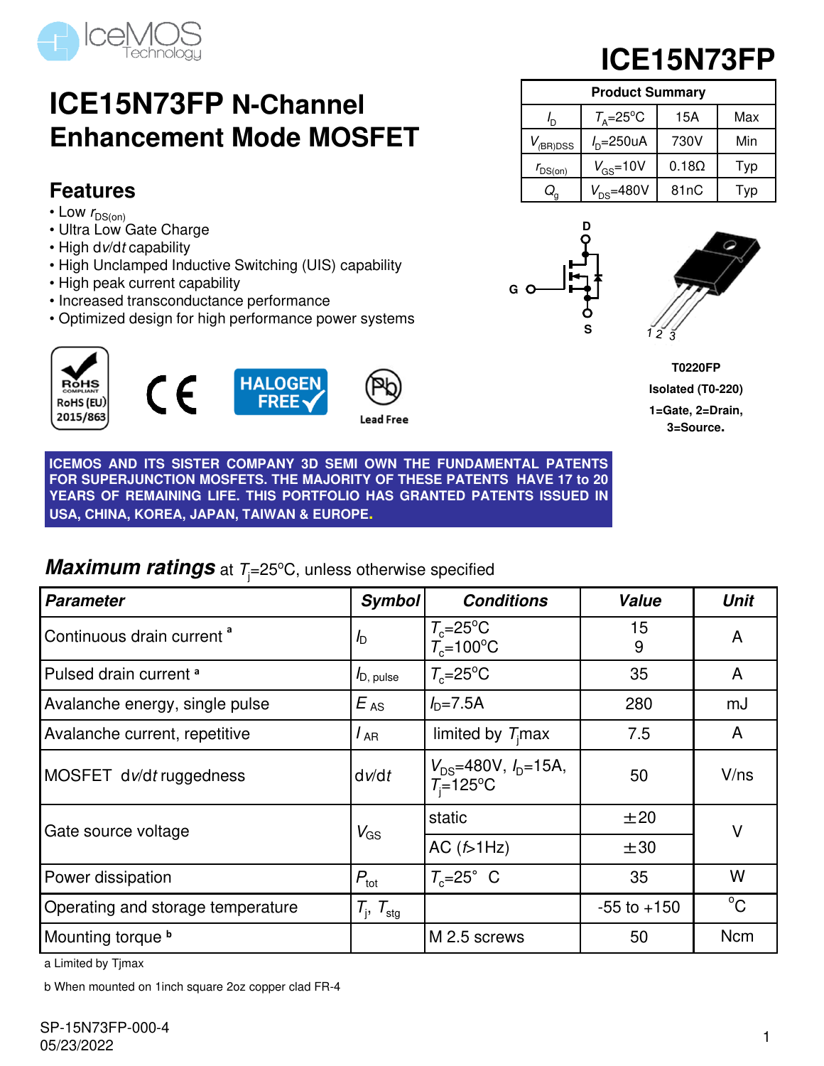# ICE15N73FP

# ICE15N73FP N-Channel Enhancement Mode MOSFET

| Product Summary | | | |
|---|---|---|---|
| $I_D$ | $T_A$=25°C | 15A | Max |
| $V_{(BR)DSS}$ | $I_D$=250uA | 730V | Min |
| $r_{DS(on)}$ | $V_{GS}$=10V | 0.18Ω | Typ |
| $Q_g$ | $V_{DS}$=480V | 81nC | Typ |

## Features

- Low $r_{DS(on)}$
- Ultra Low Gate Charge
- High d*v*/d*t* capability
- High Unclamped Inductive Switching (UIS) capability
- High peak current capability
- Increased transconductance performance
- Optimized design for high performance power systems

RoHS COMPLIANT RoHS (EU) 2015/863 | CE | HALOGEN FREE | Lead Free

D G S

**T0220FP**
**Isolated (T0-220)**
**1=Gate, 2=Drain, 3=Source.**

**ICEMOS AND ITS SISTER COMPANY 3D SEMI OWN THE FUNDAMENTAL PATENTS FOR SUPERJUNCTION MOSFETS. THE MAJORITY OF THESE PATENTS HAVE 17 to 20 YEARS OF REMAINING LIFE. THIS PORTFOLIO HAS GRANTED PATENTS ISSUED IN USA, CHINA, KOREA, JAPAN, TAIWAN & EUROPE.**

## *Maximum ratings* at $T_j$=25°C, unless otherwise specified

| *Parameter* | *Symbol* | *Conditions* | *Value* | *Unit* |
|---|---|---|---|---|
| Continuous drain current [a] | $I_D$ | $T_c$=25°C<br>$T_c$=100°C | 15<br>9 | A |
| Pulsed drain current [a] | $I_{D, pulse}$ | $T_c$=25°C | 35 | A |
| Avalanche energy, single pulse | $E_{AS}$ | $I_D$=7.5A | 280 | mJ |
| Avalanche current, repetitive | $I_{AR}$ | limited by $T_j$max | 7.5 | A |
| MOSFET d*v*/d*t* ruggedness | d*v*/d*t* | $V_{DS}$=480V, $I_D$=15A, $T_j$=125°C | 50 | V/ns |
| Gate source voltage | $V_{GS}$ | static | ±20 | V |
| | | AC (*f*>1Hz) | ±30 | |
| Power dissipation | $P_{tot}$ | $T_c$=25° C | 35 | W |
| Operating and storage temperature | $T_j$, $T_{stg}$ | | -55 to +150 | °C |
| Mounting torque [b] | | M 2.5 screws | 50 | Ncm |

a Limited by Tjmax

b When mounted on 1inch square 2oz copper clad FR-4

SP-15N73FP-000-4
05/23/2022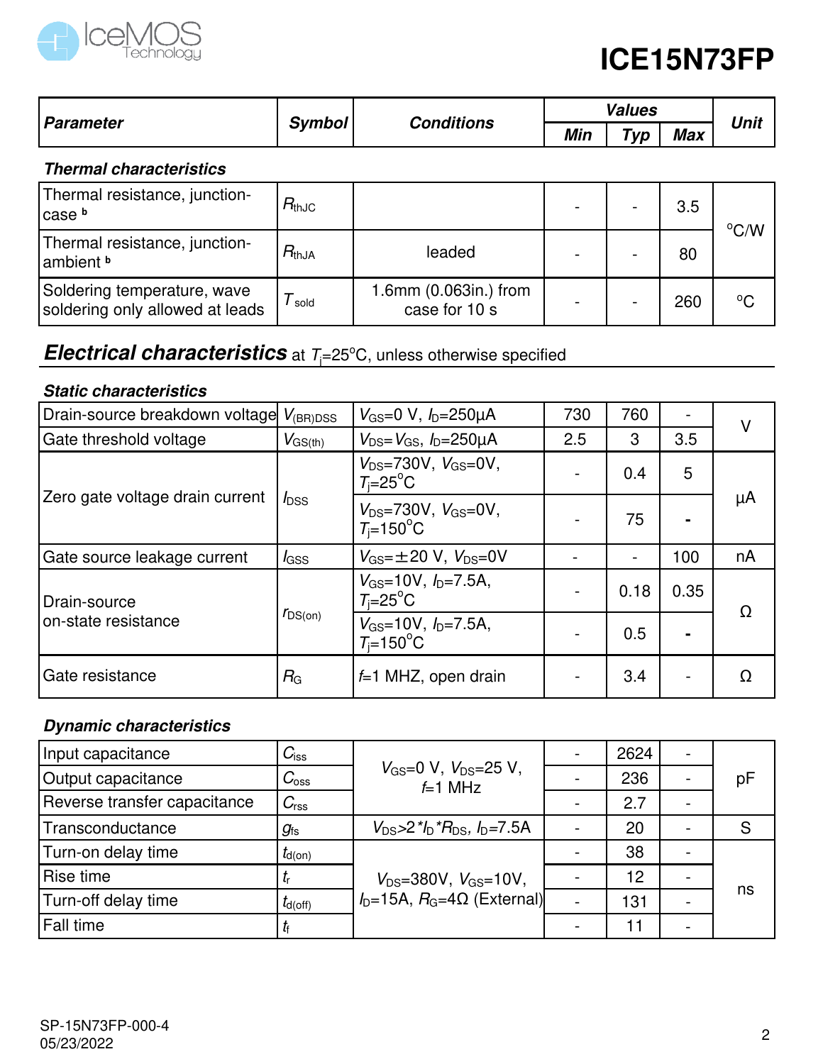# ICE15N73FP

| Parameter | Symbol | Conditions | Values | | | Unit |
|---|---|---|---|---|---|---|
| | | | Min | Typ | Max | |
| ***Thermal characteristics*** | | | | | | |
| Thermal resistance, junction-case [b] | $R_{thJC}$ | | - | - | 3.5 | °C/W |
| Thermal resistance, junction-ambient [b] | $R_{thJA}$ | leaded | - | - | 80 | °C/W |
| Soldering temperature, wave soldering only allowed at leads | $T_{sold}$ | 1.6mm (0.063in.) from case for 10 s | - | - | 260 | °C |

## *Electrical characteristics* at $T_j$=25°C, unless otherwise specified

***Static characteristics***

| Parameter | Symbol | Conditions | Min | Typ | Max | Unit |
|---|---|---|---|---|---|---|
| Drain-source breakdown voltage | $V_{(BR)DSS}$ | $V_{GS}$=0 V, $I_D$=250μA | 730 | 760 | - | V |
| Gate threshold voltage | $V_{GS(th)}$ | $V_{DS}$=$V_{GS}$, $I_D$=250μA | 2.5 | 3 | 3.5 | V |
| Zero gate voltage drain current | $I_{DSS}$ | $V_{DS}$=730V, $V_{GS}$=0V, $T_j$=25°C | - | 0.4 | 5 | μA |
| | | $V_{DS}$=730V, $V_{GS}$=0V, $T_j$=150°C | - | 75 | - | μA |
| Gate source leakage current | $I_{GSS}$ | $V_{GS}$=±20 V, $V_{DS}$=0V | - | - | 100 | nA |
| Drain-source on-state resistance | $r_{DS(on)}$ | $V_{GS}$=10V, $I_D$=7.5A, $T_j$=25°C | - | 0.18 | 0.35 | Ω |
| | | $V_{GS}$=10V, $I_D$=7.5A, $T_j$=150°C | - | 0.5 | - | Ω |
| Gate resistance | $R_G$ | $f$=1 MHZ, open drain | - | 3.4 | - | Ω |

***Dynamic characteristics***

| Parameter | Symbol | Conditions | Min | Typ | Max | Unit |
|---|---|---|---|---|---|---|
| Input capacitance | $C_{iss}$ | $V_{GS}$=0 V, $V_{DS}$=25 V, $f$=1 MHz | - | 2624 | - | pF |
| Output capacitance | $C_{oss}$ | | - | 236 | - | pF |
| Reverse transfer capacitance | $C_{rss}$ | | - | 2.7 | - | pF |
| Transconductance | $g_{fs}$ | $V_{DS}$>2*$I_D$*$R_{DS}$, $I_D$=7.5A | - | 20 | - | S |
| Turn-on delay time | $t_{d(on)}$ | $V_{DS}$=380V, $V_{GS}$=10V, $I_D$=15A, $R_G$=4Ω (External) | - | 38 | - | ns |
| Rise time | $t_r$ | | - | 12 | - | ns |
| Turn-off delay time | $t_{d(off)}$ | | - | 131 | - | ns |
| Fall time | $t_f$ | | - | 11 | - | ns |

SP-15N73FP-000-4
05/23/2022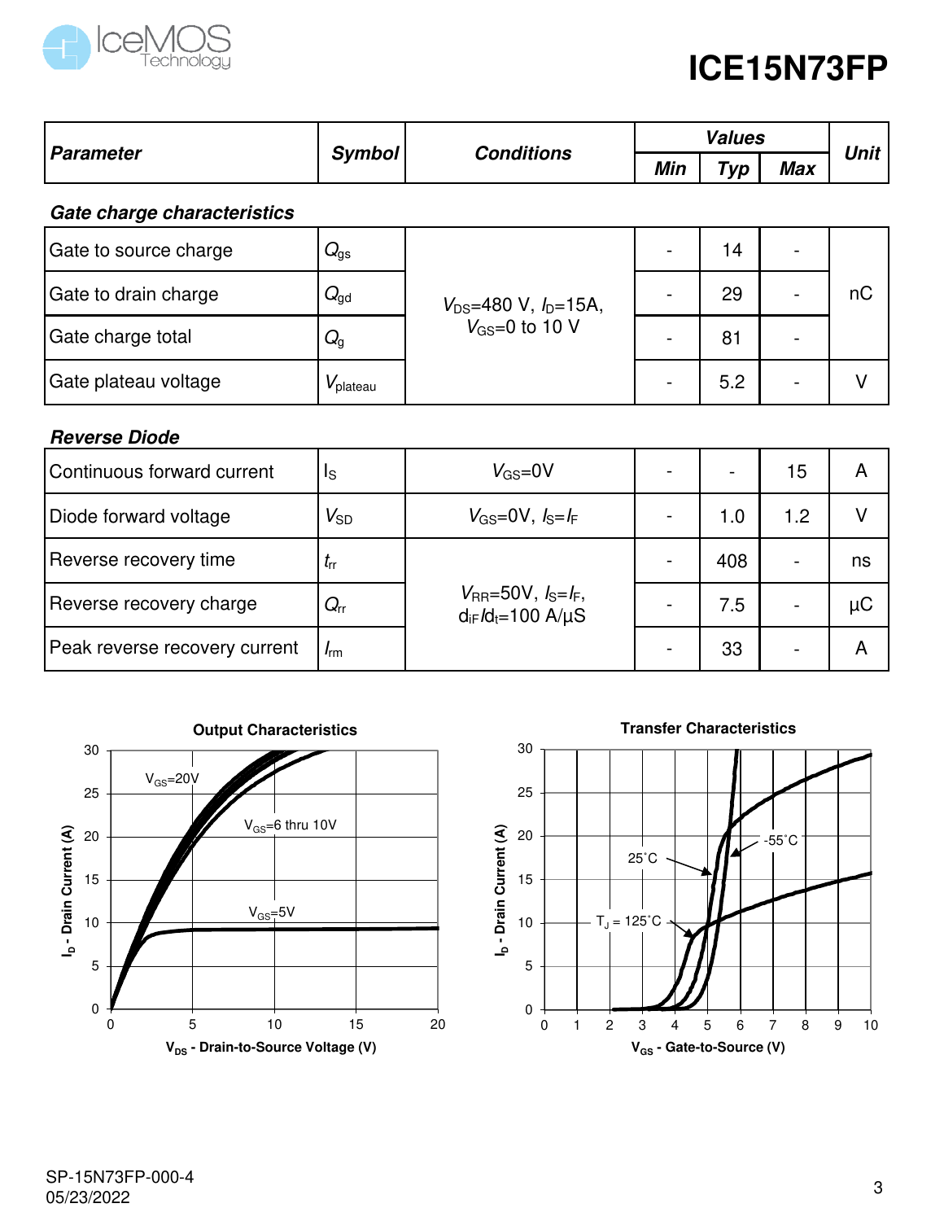| Parameter | Symbol | Conditions | Values | | | Unit |
|---|---|---|---|---|---|---|
| | | | Min | Typ | Max | |
| ***Gate charge characteristics*** | | | | | | |
| Gate to source charge | $Q_{gs}$ | $V_{DS}$=480 V, $I_D$=15A, $V_{GS}$=0 to 10 V | - | 14 | - | nC |
| Gate to drain charge | $Q_{gd}$ | | - | 29 | - | |
| Gate charge total | $Q_g$ | | - | 81 | - | |
| Gate plateau voltage | $V_{plateau}$ | | - | 5.2 | - | V |
| ***Reverse Diode*** | | | | | | |
| Continuous forward current | $I_S$ | $V_{GS}$=0V | - | - | 15 | A |
| Diode forward voltage | $V_{SD}$ | $V_{GS}$=0V, $I_S$=$I_F$ | - | 1.0 | 1.2 | V |
| Reverse recovery time | $t_{rr}$ | $V_{RR}$=50V, $I_S$=$I_F$, $d_{iF}/d_t$=100 A/μS | - | 408 | - | ns |
| Reverse recovery charge | $Q_{rr}$ | | - | 7.5 | - | μC |
| Peak reverse recovery current | $I_{rm}$ | | - | 33 | - | A |

**Output Characteristics**

**Transfer Characteristics**

SP-15N73FP-000-4
05/23/2022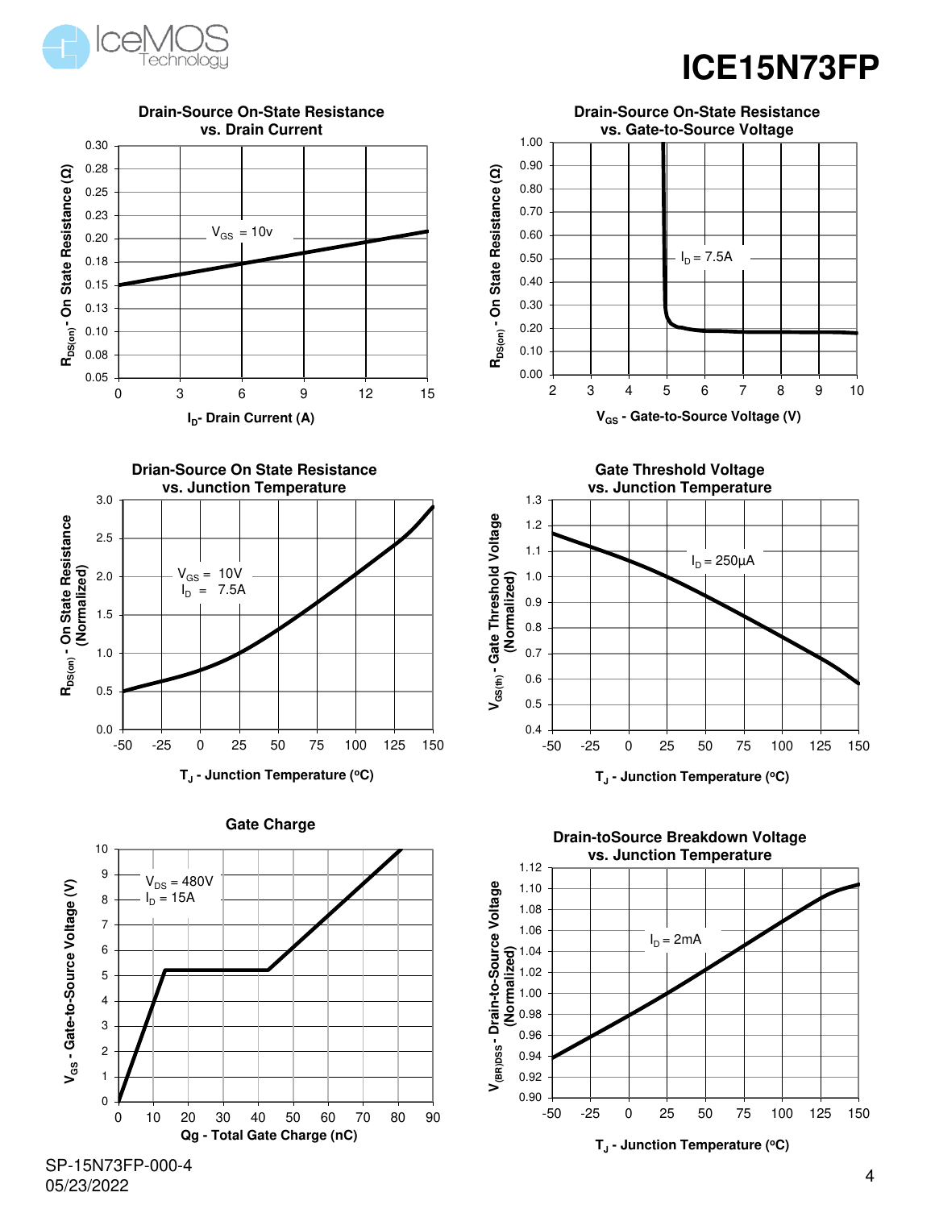## Drain-Source On-State Resistance vs. Drain Current

$V_{GS}$ = 10v

$R_{DS(on)}$ - On State Resistance (Ω)

$I_D$- Drain Current (A)

## Drain-Source On-State Resistance vs. Gate-to-Source Voltage

$I_D$ = 7.5A

$R_{DS(on)}$ - On State Resistance (Ω)

$V_{GS}$ - Gate-to-Source Voltage (V)

## Drian-Source On State Resistance vs. Junction Temperature

$V_{GS}$ = 10V
$I_D$ = 7.5A

$R_{DS(on)}$ - On State Resistance (Normalized)

$T_J$ - Junction Temperature (°C)

## Gate Threshold Voltage vs. Junction Temperature

$I_D$ = 250μA

$V_{GS(th)}$ - Gate Threshold Voltage (Normalized)

$T_J$ - Junction Temperature (°C)

## Gate Charge

$V_{DS}$ = 480V
$I_D$ = 15A

$V_{GS}$ - Gate-to-Source Voltage (V)

Qg - Total Gate Charge (nC)

## Drain-toSource Breakdown Voltage vs. Junction Temperature

$I_D$ = 2mA

$V_{(BR)DSS}$ - Drain-to-Source Voltage (Normalized)

$T_J$ - Junction Temperature (°C)

SP-15N73FP-000-4
05/23/2022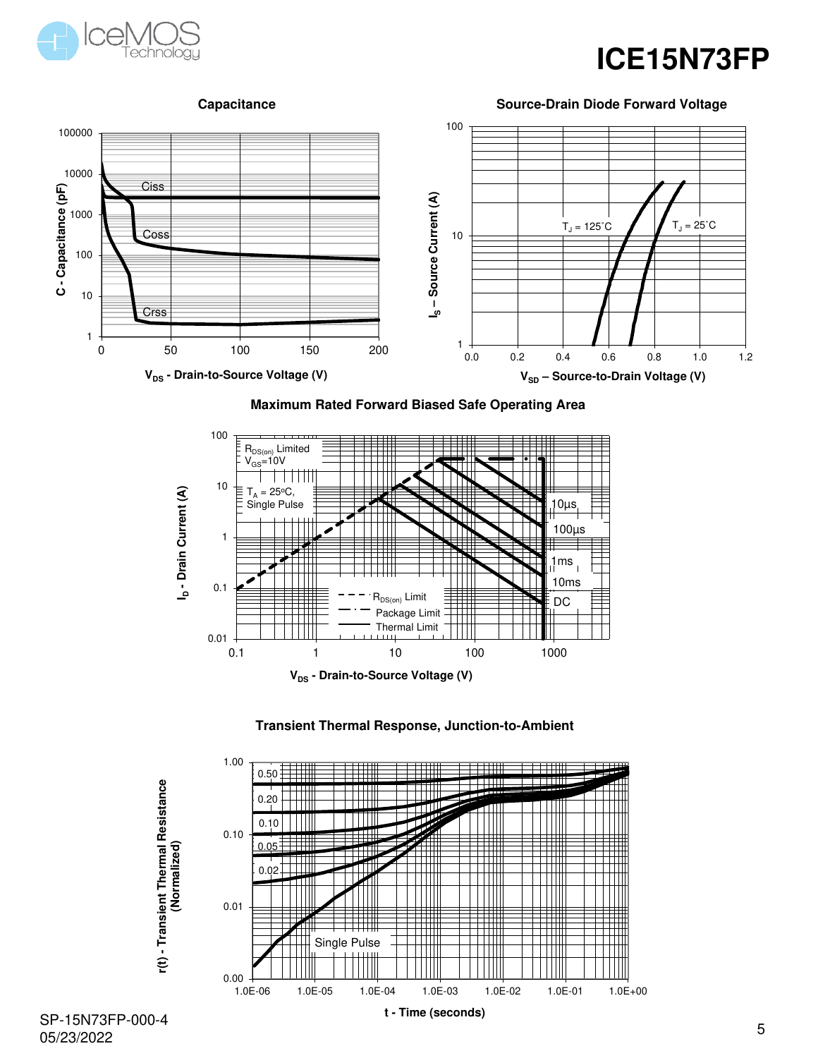## Capacitance

C - Capacitance (pF) vs. $V_{DS}$ - Drain-to-Source Voltage (V)

Ciss, Coss, Crss

## Source-Drain Diode Forward Voltage

$I_S$ – Source Current (A) vs. $V_{SD}$ – Source-to-Drain Voltage (V)

$T_J$ = 125˚C, $T_J$ = 25˚C

## Maximum Rated Forward Biased Safe Operating Area

$I_D$ - Drain Current (A) vs. $V_{DS}$ - Drain-to-Source Voltage (V)

$R_{DS(on)}$ Limited, $V_{GS}$=10V

$T_A$ = 25ºC, Single Pulse

10µs, 100µs, 1ms, 10ms, DC

$R_{DS(on)}$ Limit, Package Limit, Thermal Limit

## Transient Thermal Response, Junction-to-Ambient

r(t) - Transient Thermal Resistance (Normalized) vs. t - Time (seconds)

0.50, 0.20, 0.10, 0.05, 0.02, Single Pulse

SP-15N73FP-000-4
05/23/2022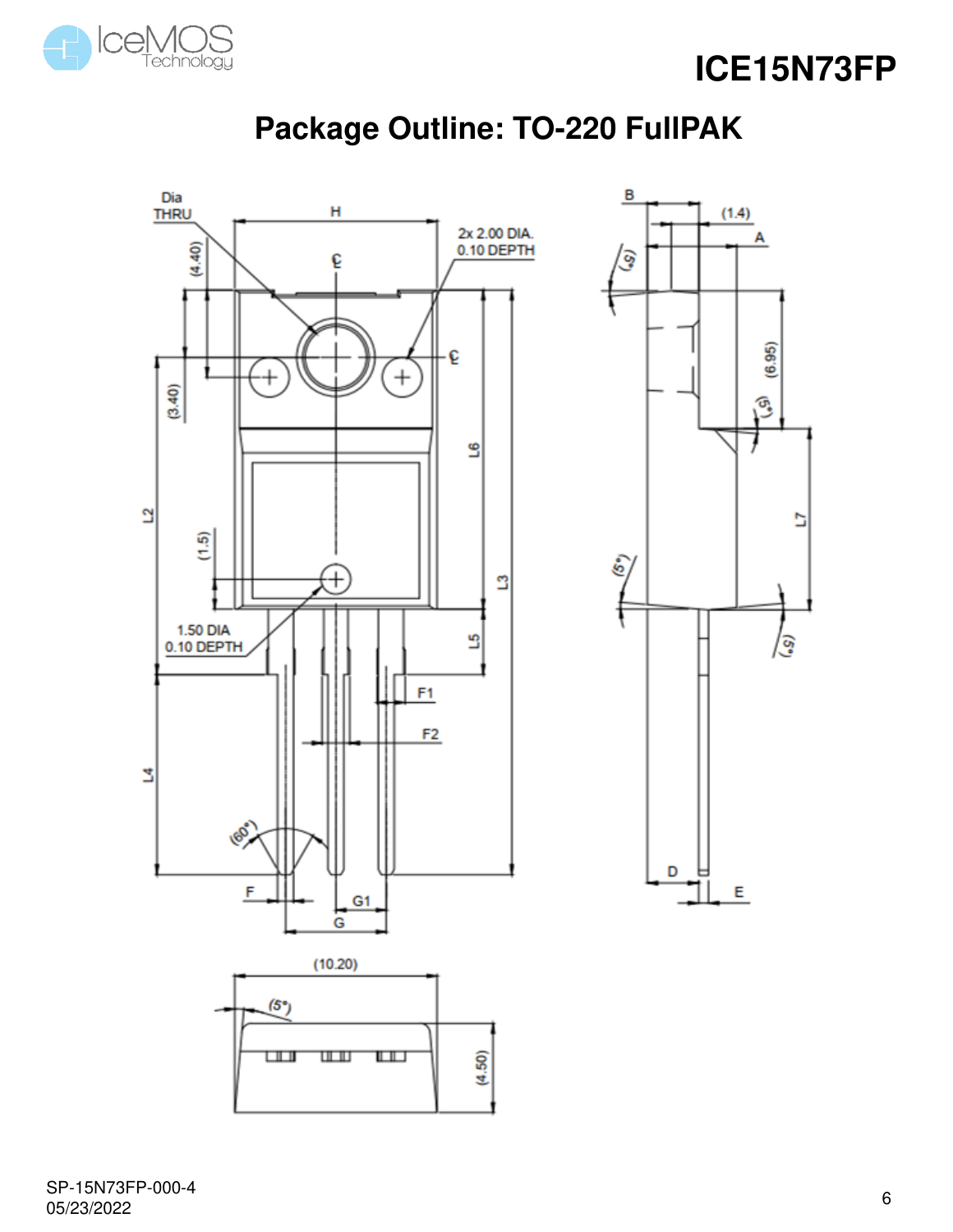# Package Outline: TO-220 FullPAK

Dia THRU

H

2x 2.00 DIA. 0.10 DEPTH

(4.40)

(3.40)

L2

(1.5)

1.50 DIA 0.10 DEPTH

L6

L3

L5

F1

F2

L4

(60°)

F

G1

G

B

(1.4)

A

(5°)

(6.95)

(5°)

L7

(5°)

(5°)

D

E

(10.20)

(5°)

(4.50)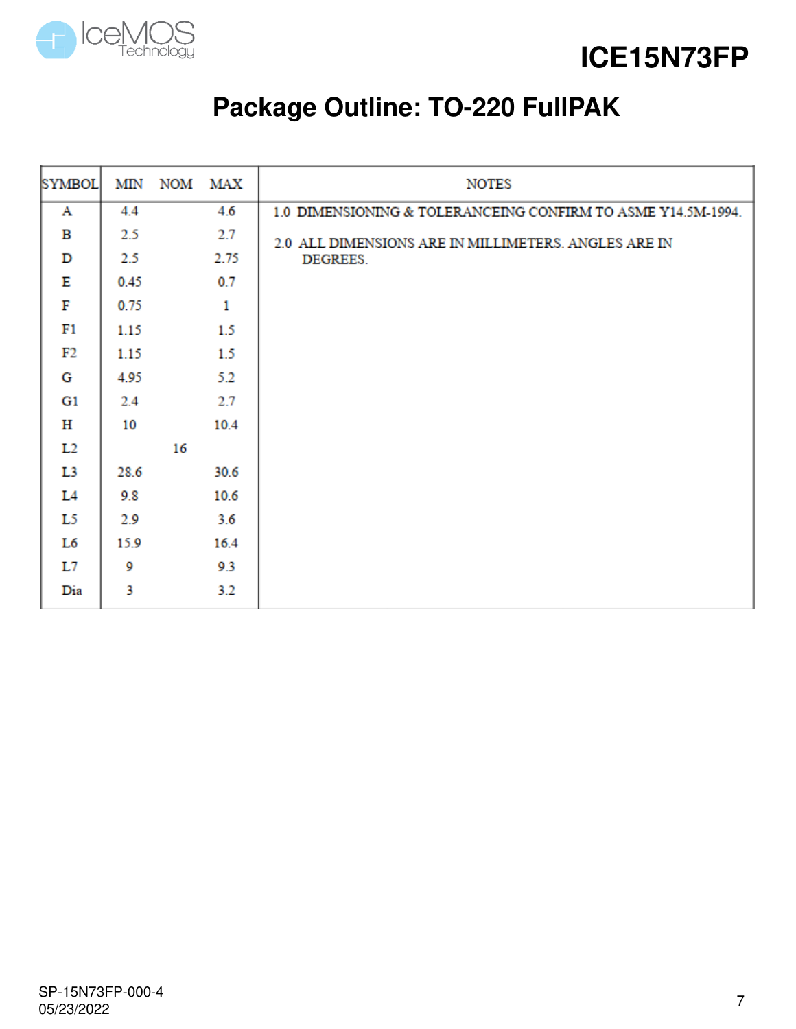# ICE15N73FP

## Package Outline: TO-220 FullPAK

| SYMBOL | MIN | NOM | MAX | NOTES |
|---|---|---|---|---|
| A | 4.4 | | 4.6 | 1.0 DIMENSIONING & TOLERANCEING CONFIRM TO ASME Y14.5M-1994. |
| B | 2.5 | | 2.7 | 2.0 ALL DIMENSIONS ARE IN MILLIMETERS. ANGLES ARE IN DEGREES. |
| D | 2.5 | | 2.75 | |
| E | 0.45 | | 0.7 | |
| F | 0.75 | | 1 | |
| F1 | 1.15 | | 1.5 | |
| F2 | 1.15 | | 1.5 | |
| G | 4.95 | | 5.2 | |
| G1 | 2.4 | | 2.7 | |
| H | 10 | | 10.4 | |
| L2 | | 16 | | |
| L3 | 28.6 | | 30.6 | |
| L4 | 9.8 | | 10.6 | |
| L5 | 2.9 | | 3.6 | |
| L6 | 15.9 | | 16.4 | |
| L7 | 9 | | 9.3 | |
| Dia | 3 | | 3.2 | |

SP-15N73FP-000-4
05/23/2022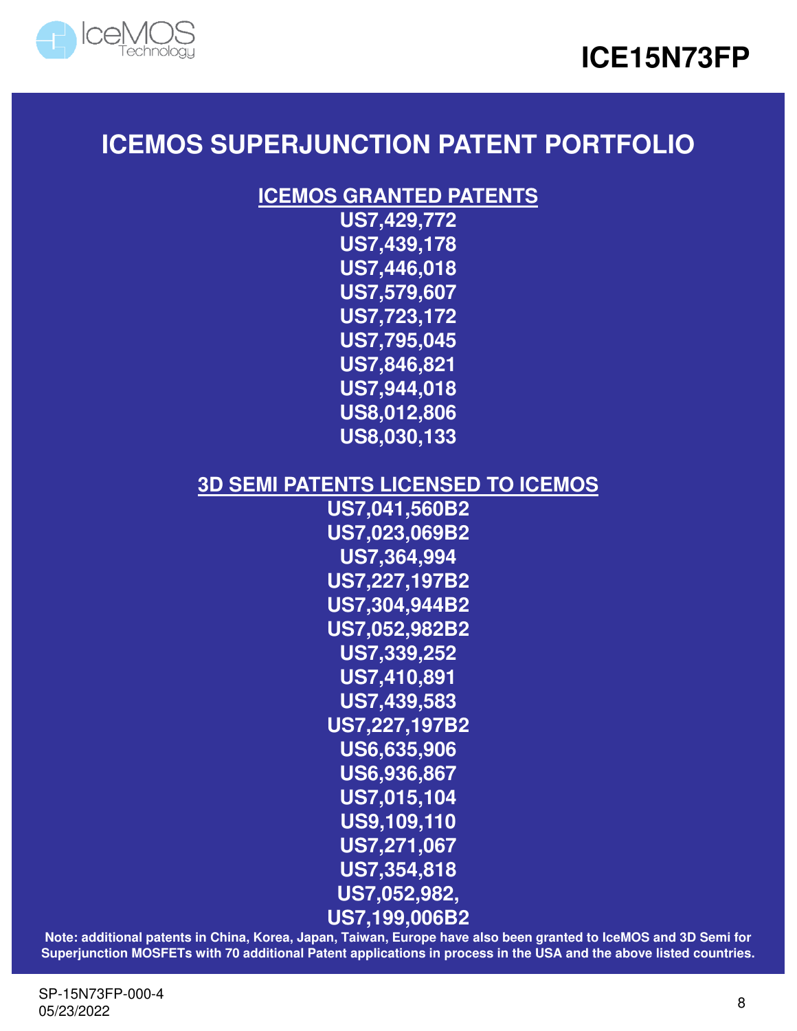# ICEMOS SUPERJUNCTION PATENT PORTFOLIO

## ICEMOS GRANTED PATENTS

US7,429,772
US7,439,178
US7,446,018
US7,579,607
US7,723,172
US7,795,045
US7,846,821
US7,944,018
US8,012,806
US8,030,133

## 3D SEMI PATENTS LICENSED TO ICEMOS

US7,041,560B2
US7,023,069B2
US7,364,994
US7,227,197B2
US7,304,944B2
US7,052,982B2
US7,339,252
US7,410,891
US7,439,583
US7,227,197B2
US6,635,906
US6,936,867
US7,015,104
US9,109,110
US7,271,067
US7,354,818
US7,052,982,
US7,199,006B2

**Note: additional patents in China, Korea, Japan, Taiwan, Europe have also been granted to IceMOS and 3D Semi for Superjunction MOSFETs with 70 additional Patent applications in process in the USA and the above listed countries.**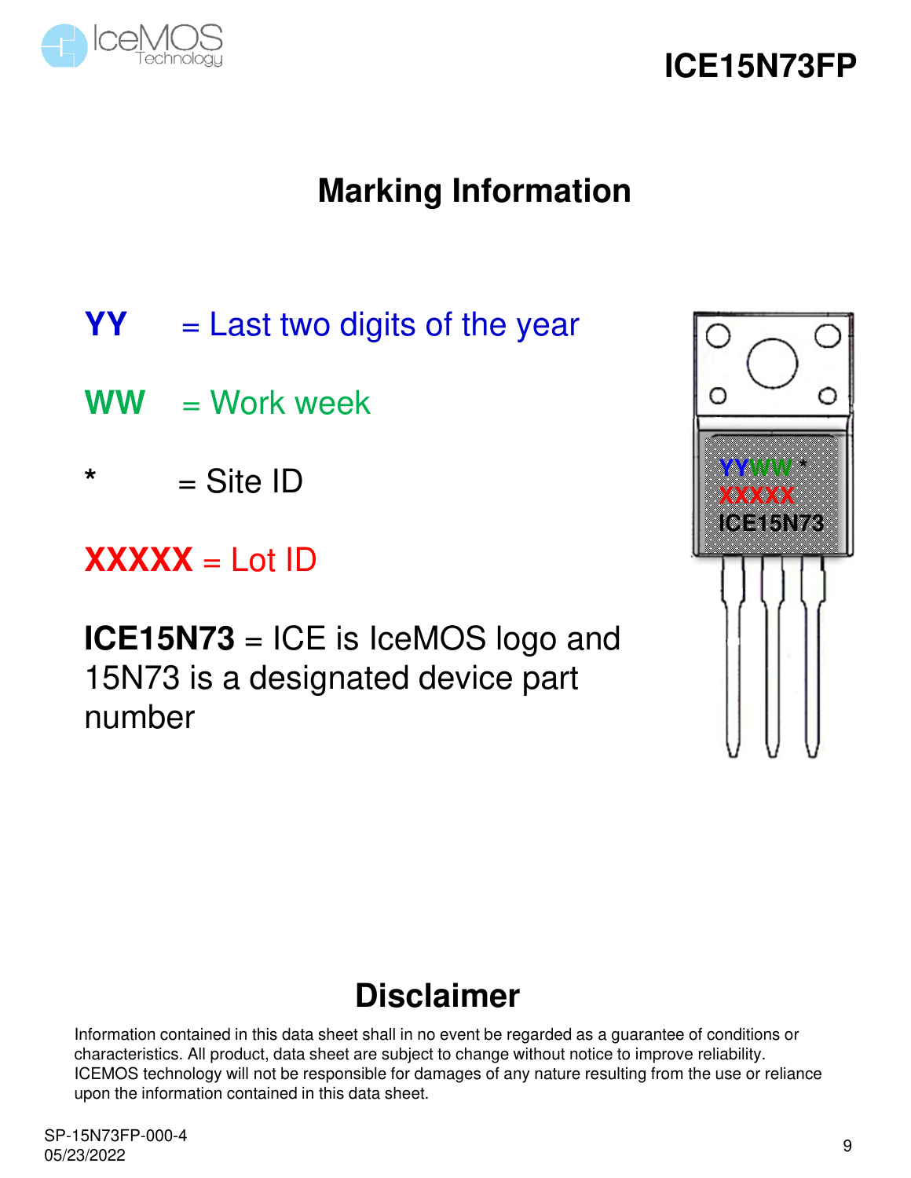## Marking Information

**YY** = Last two digits of the year

**WW** = Work week

* = Site ID

**XXXXX** = Lot ID

**ICE15N73** = ICE is IceMOS logo and 15N73 is a designated device part number

YYWW *
XXXXX
ICE15N73

## Disclaimer

Information contained in this data sheet shall in no event be regarded as a guarantee of conditions or characteristics. All product, data sheet are subject to change without notice to improve reliability. ICEMOS technology will not be responsible for damages of any nature resulting from the use or reliance upon the information contained in this data sheet.

SP-15N73FP-000-4
05/23/2022